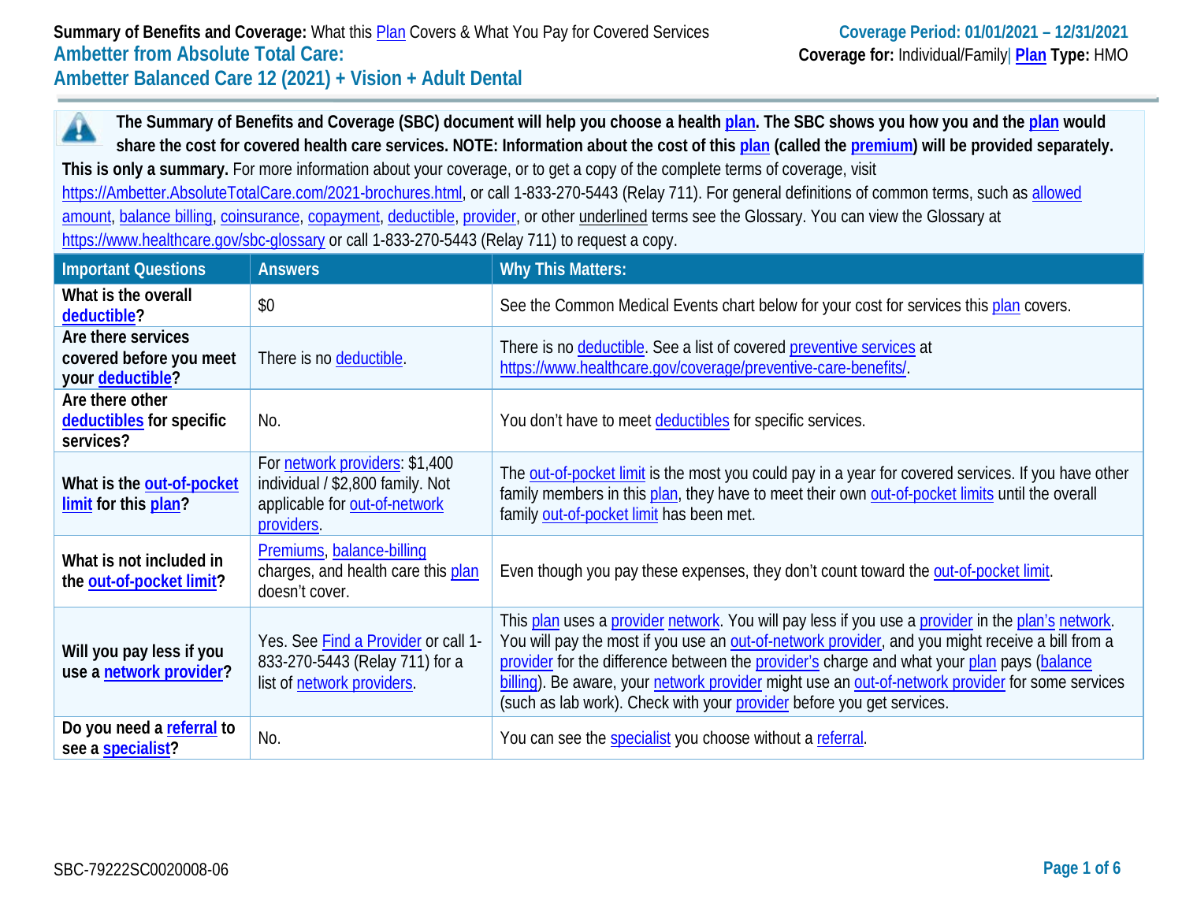**Summary of Benefits and Coverage:** What this Plan Covers & What You Pay for Covered Services

**Coverage Period: 01/01/2021 – 12/31/2021**

**Coverage for:** Individual/Family | **Plan Type:** HMO

## Ambetter from Absolute Total Care:
## Ambetter Balanced Care 12 (2021) + Vision + Adult Dental

**The Summary of Benefits and Coverage (SBC) document will help you choose a health plan. The SBC shows you how you and the plan would share the cost for covered health care services. NOTE: Information about the cost of this plan (called the premium) will be provided separately.**

**This is only a summary.** For more information about your coverage, or to get a copy of the complete terms of coverage, visit https://Ambetter.AbsoluteTotalCare.com/2021-brochures.html, or call 1-833-270-5443 (Relay 711). For general definitions of common terms, such as allowed amount, balance billing, coinsurance, copayment, deductible, provider, or other underlined terms see the Glossary. You can view the Glossary at https://www.healthcare.gov/sbc-glossary or call 1-833-270-5443 (Relay 711) to request a copy.

| Important Questions | Answers | Why This Matters: |
| --- | --- | --- |
| **What is the overall deductible?** | $0 | See the Common Medical Events chart below for your cost for services this plan covers. |
| **Are there services covered before you meet your deductible?** | There is no deductible. | There is no deductible. See a list of covered preventive services at https://www.healthcare.gov/coverage/preventive-care-benefits/. |
| **Are there other deductibles for specific services?** | No. | You don't have to meet deductibles for specific services. |
| **What is the out-of-pocket limit for this plan?** | For network providers: $1,400 individual / $2,800 family. Not applicable for out-of-network providers. | The out-of-pocket limit is the most you could pay in a year for covered services. If you have other family members in this plan, they have to meet their own out-of-pocket limits until the overall family out-of-pocket limit has been met. |
| **What is not included in the out-of-pocket limit?** | Premiums, balance-billing charges, and health care this plan doesn't cover. | Even though you pay these expenses, they don't count toward the out-of-pocket limit. |
| **Will you pay less if you use a network provider?** | Yes. See Find a Provider or call 1-833-270-5443 (Relay 711) for a list of network providers. | This plan uses a provider network. You will pay less if you use a provider in the plan's network. You will pay the most if you use an out-of-network provider, and you might receive a bill from a provider for the difference between the provider's charge and what your plan pays (balance billing). Be aware, your network provider might use an out-of-network provider for some services (such as lab work). Check with your provider before you get services. |
| **Do you need a referral to see a specialist?** | No. | You can see the specialist you choose without a referral. |

SBC-79222SC0020008-06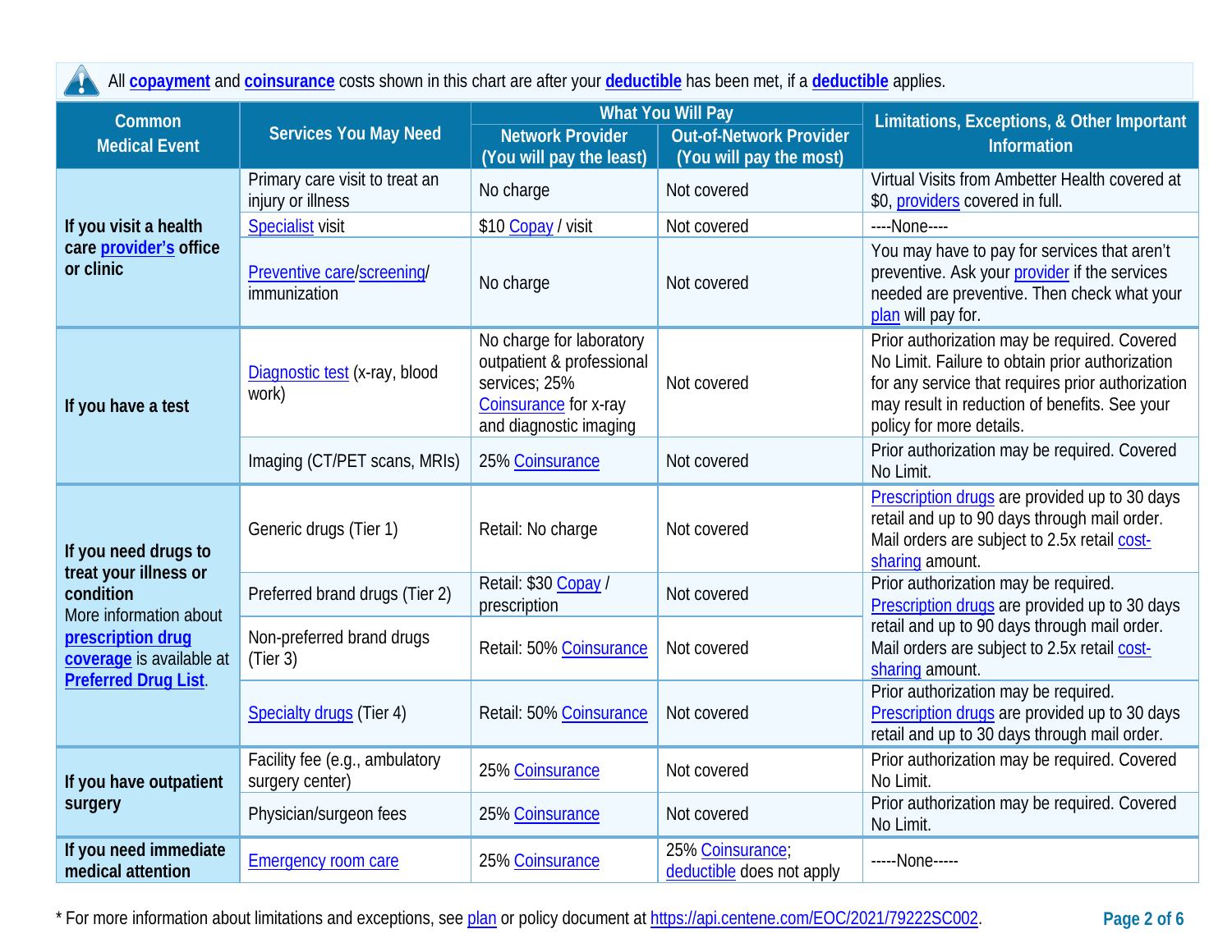All copayment and coinsurance costs shown in this chart are after your deductible has been met, if a deductible applies.

| Common Medical Event | Services You May Need | What You Will Pay | | Limitations, Exceptions, & Other Important Information |
|---|---|---|---|---|
| | | Network Provider (You will pay the least) | Out-of-Network Provider (You will pay the most) | |
| If you visit a health care provider's office or clinic | Primary care visit to treat an injury or illness | No charge | Not covered | Virtual Visits from Ambetter Health covered at $0, providers covered in full. |
| | Specialist visit | $10 Copay / visit | Not covered | ----None---- |
| | Preventive care/screening/ immunization | No charge | Not covered | You may have to pay for services that aren't preventive. Ask your provider if the services needed are preventive. Then check what your plan will pay for. |
| If you have a test | Diagnostic test (x-ray, blood work) | No charge for laboratory outpatient & professional services; 25% Coinsurance for x-ray and diagnostic imaging | Not covered | Prior authorization may be required. Covered No Limit. Failure to obtain prior authorization for any service that requires prior authorization may result in reduction of benefits. See your policy for more details. |
| | Imaging (CT/PET scans, MRIs) | 25% Coinsurance | Not covered | Prior authorization may be required. Covered No Limit. |
| If you need drugs to treat your illness or condition More information about **prescription drug coverage** is available at **Preferred Drug List**. | Generic drugs (Tier 1) | Retail: No charge | Not covered | Prescription drugs are provided up to 30 days retail and up to 90 days through mail order. Mail orders are subject to 2.5x retail cost-sharing amount. |
| | Preferred brand drugs (Tier 2) | Retail: $30 Copay / prescription | Not covered | Prior authorization may be required. Prescription drugs are provided up to 30 days retail and up to 90 days through mail order. Mail orders are subject to 2.5x retail cost-sharing amount. |
| | Non-preferred brand drugs (Tier 3) | Retail: 50% Coinsurance | Not covered | |
| | Specialty drugs (Tier 4) | Retail: 50% Coinsurance | Not covered | Prior authorization may be required. Prescription drugs are provided up to 30 days retail and up to 30 days through mail order. |
| If you have outpatient surgery | Facility fee (e.g., ambulatory surgery center) | 25% Coinsurance | Not covered | Prior authorization may be required. Covered No Limit. |
| | Physician/surgeon fees | 25% Coinsurance | Not covered | Prior authorization may be required. Covered No Limit. |
| If you need immediate medical attention | Emergency room care | 25% Coinsurance | 25% Coinsurance; deductible does not apply | -----None----- |

* For more information about limitations and exceptions, see plan or policy document at https://api.centene.com/EOC/2021/79222SC002.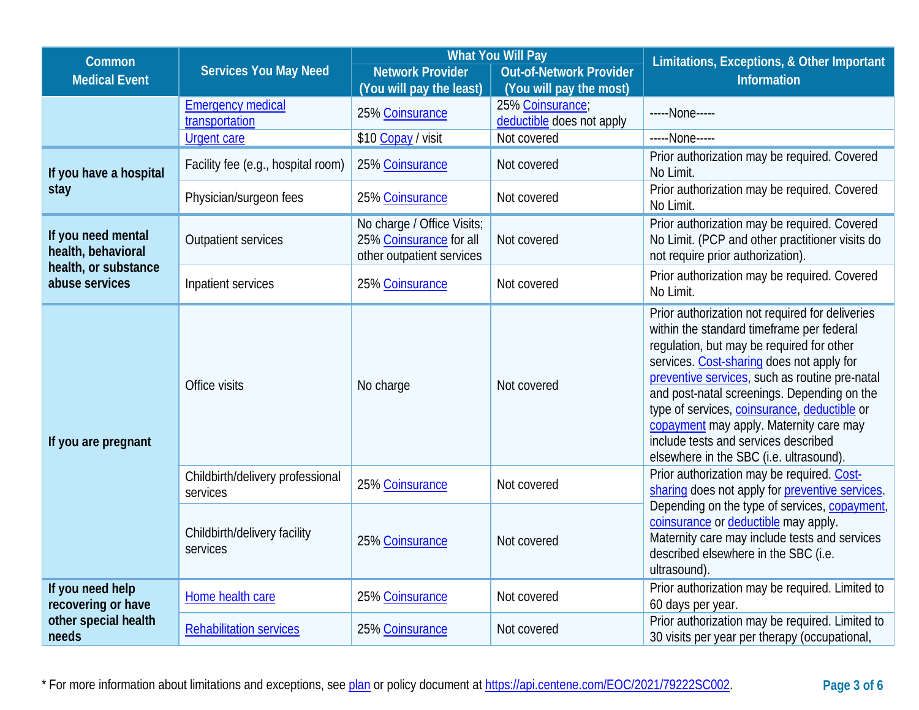| Common Medical Event | Services You May Need | What You Will Pay | | Limitations, Exceptions, & Other Important Information |
|---|---|---|---|---|
| | | Network Provider (You will pay the least) | Out-of-Network Provider (You will pay the most) | |
| | Emergency medical transportation | 25% Coinsurance | 25% Coinsurance; deductible does not apply | -----None----- |
| | Urgent care | $10 Copay / visit | Not covered | -----None----- |
| If you have a hospital stay | Facility fee (e.g., hospital room) | 25% Coinsurance | Not covered | Prior authorization may be required. Covered No Limit. |
| | Physician/surgeon fees | 25% Coinsurance | Not covered | Prior authorization may be required. Covered No Limit. |
| If you need mental health, behavioral health, or substance abuse services | Outpatient services | No charge / Office Visits; 25% Coinsurance for all other outpatient services | Not covered | Prior authorization may be required. Covered No Limit. (PCP and other practitioner visits do not require prior authorization). |
| | Inpatient services | 25% Coinsurance | Not covered | Prior authorization may be required. Covered No Limit. |
| If you are pregnant | Office visits | No charge | Not covered | Prior authorization not required for deliveries within the standard timeframe per federal regulation, but may be required for other services. Cost-sharing does not apply for preventive services, such as routine pre-natal and post-natal screenings. Depending on the type of services, coinsurance, deductible or copayment may apply. Maternity care may include tests and services described elsewhere in the SBC (i.e. ultrasound). |
| | Childbirth/delivery professional services | 25% Coinsurance | Not covered | Prior authorization may be required. Cost-sharing does not apply for preventive services. Depending on the type of services, copayment, coinsurance or deductible may apply. Maternity care may include tests and services described elsewhere in the SBC (i.e. ultrasound). |
| | Childbirth/delivery facility services | 25% Coinsurance | Not covered | |
| If you need help recovering or have other special health needs | Home health care | 25% Coinsurance | Not covered | Prior authorization may be required. Limited to 60 days per year. |
| | Rehabilitation services | 25% Coinsurance | Not covered | Prior authorization may be required. Limited to 30 visits per year per therapy (occupational, |

* For more information about limitations and exceptions, see plan or policy document at https://api.centene.com/EOC/2021/79222SC002.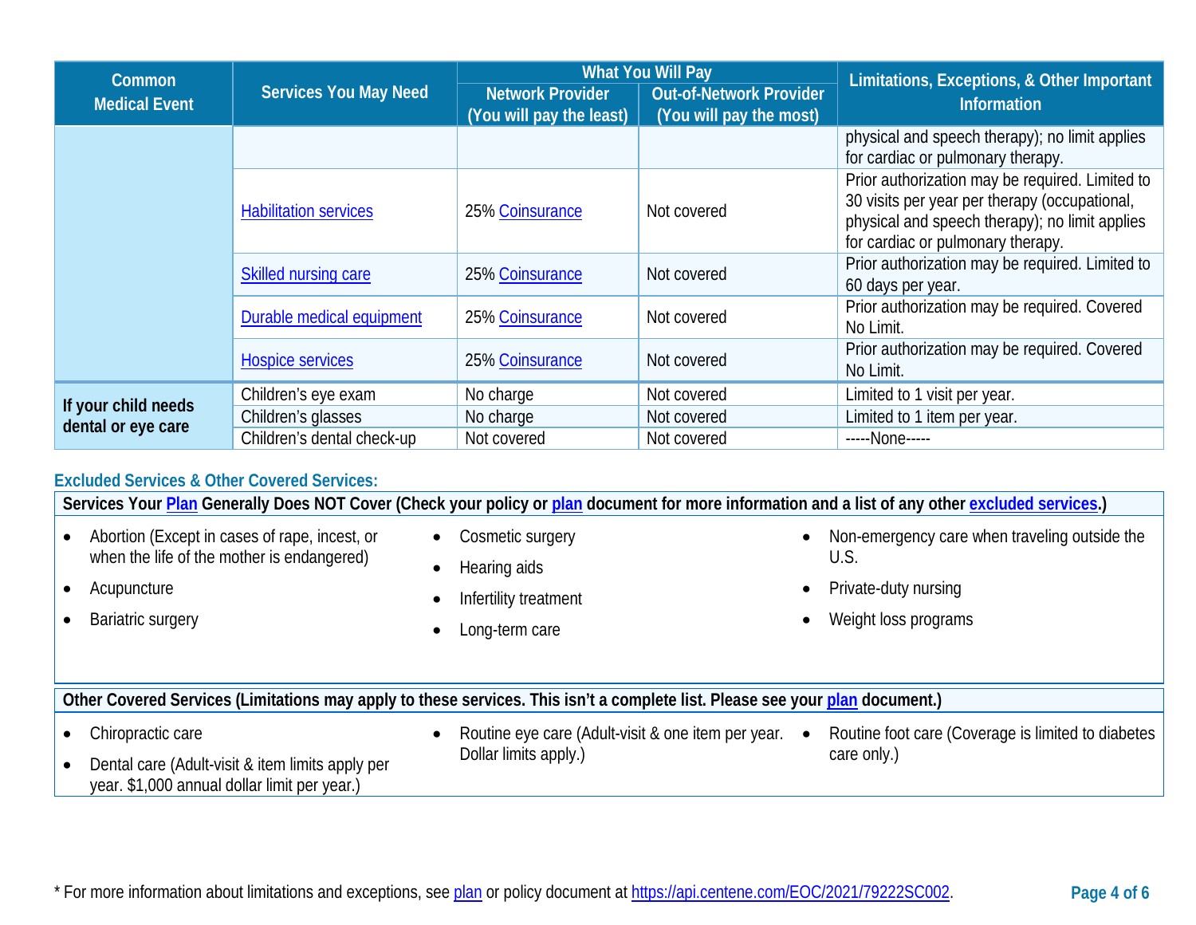| Common Medical Event | Services You May Need | What You Will Pay | | Limitations, Exceptions, & Other Important Information |
|---|---|---|---|---|
| | | Network Provider (You will pay the least) | Out-of-Network Provider (You will pay the most) | |
| | | | | physical and speech therapy); no limit applies for cardiac or pulmonary therapy. |
| | Habilitation services | 25% Coinsurance | Not covered | Prior authorization may be required. Limited to 30 visits per year per therapy (occupational, physical and speech therapy); no limit applies for cardiac or pulmonary therapy. |
| | Skilled nursing care | 25% Coinsurance | Not covered | Prior authorization may be required. Limited to 60 days per year. |
| | Durable medical equipment | 25% Coinsurance | Not covered | Prior authorization may be required. Covered No Limit. |
| | Hospice services | 25% Coinsurance | Not covered | Prior authorization may be required. Covered No Limit. |
| If your child needs dental or eye care | Children's eye exam | No charge | Not covered | Limited to 1 visit per year. |
| | Children's glasses | No charge | Not covered | Limited to 1 item per year. |
| | Children's dental check-up | Not covered | Not covered | -----None----- |

## Excluded Services & Other Covered Services:

**Services Your Plan Generally Does NOT Cover (Check your policy or plan document for more information and a list of any other excluded services.)**

- Abortion (Except in cases of rape, incest, or when the life of the mother is endangered)
- Acupuncture
- Bariatric surgery
- Cosmetic surgery
- Hearing aids
- Infertility treatment
- Long-term care
- Non-emergency care when traveling outside the U.S.
- Private-duty nursing
- Weight loss programs

**Other Covered Services (Limitations may apply to these services. This isn't a complete list. Please see your plan document.)**

- Chiropractic care
- Dental care (Adult-visit & item limits apply per year. $1,000 annual dollar limit per year.)
- Routine eye care (Adult-visit & one item per year. Dollar limits apply.)
- Routine foot care (Coverage is limited to diabetes care only.)

* For more information about limitations and exceptions, see plan or policy document at https://api.centene.com/EOC/2021/79222SC002.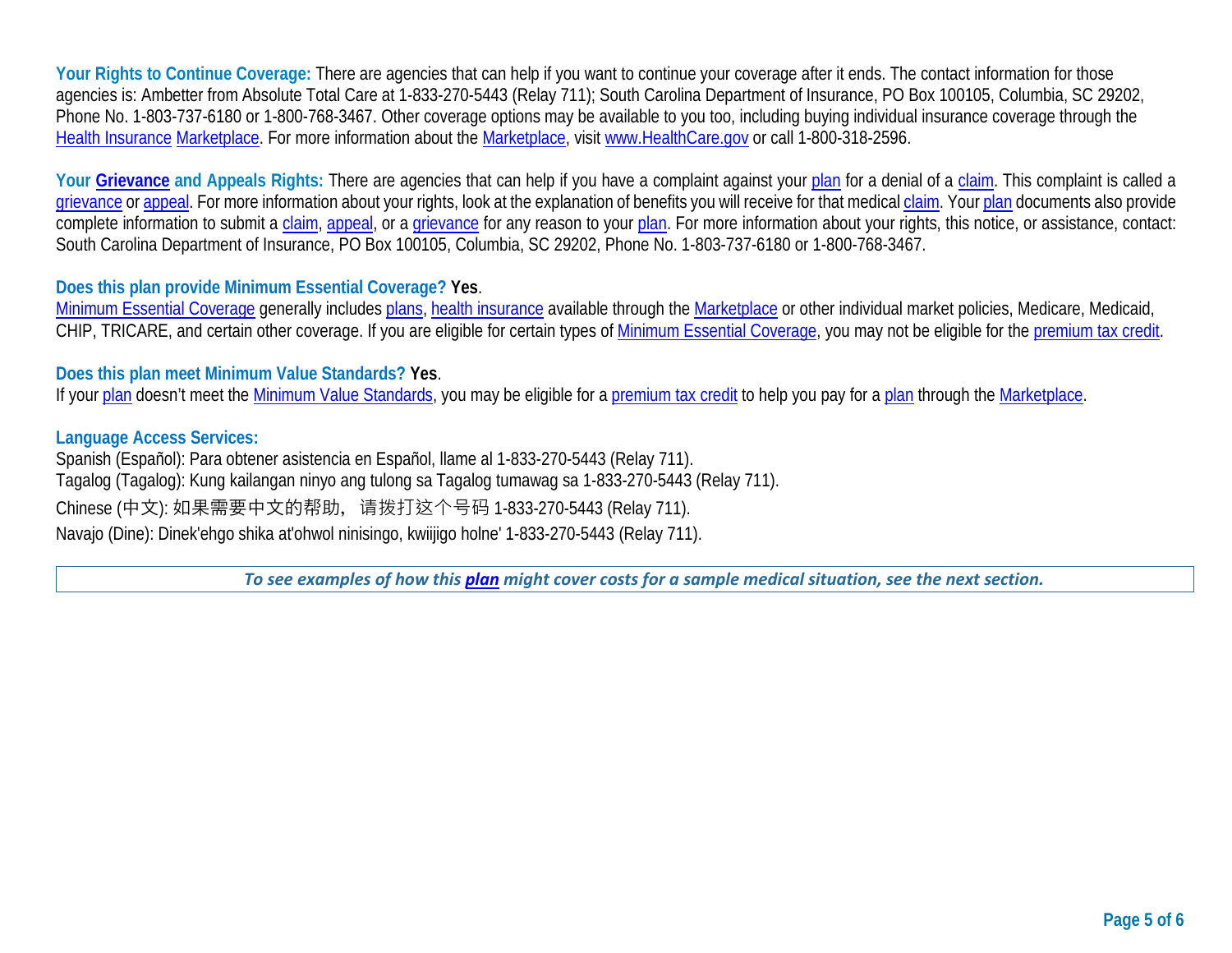**Your Rights to Continue Coverage:** There are agencies that can help if you want to continue your coverage after it ends. The contact information for those agencies is: Ambetter from Absolute Total Care at 1-833-270-5443 (Relay 711); South Carolina Department of Insurance, PO Box 100105, Columbia, SC 29202, Phone No. 1-803-737-6180 or 1-800-768-3467. Other coverage options may be available to you too, including buying individual insurance coverage through the Health Insurance Marketplace. For more information about the Marketplace, visit www.HealthCare.gov or call 1-800-318-2596.

**Your Grievance and Appeals Rights:** There are agencies that can help if you have a complaint against your plan for a denial of a claim. This complaint is called a grievance or appeal. For more information about your rights, look at the explanation of benefits you will receive for that medical claim. Your plan documents also provide complete information to submit a claim, appeal, or a grievance for any reason to your plan. For more information about your rights, this notice, or assistance, contact: South Carolina Department of Insurance, PO Box 100105, Columbia, SC 29202, Phone No. 1-803-737-6180 or 1-800-768-3467.

**Does this plan provide Minimum Essential Coverage? Yes**.

Minimum Essential Coverage generally includes plans, health insurance available through the Marketplace or other individual market policies, Medicare, Medicaid, CHIP, TRICARE, and certain other coverage. If you are eligible for certain types of Minimum Essential Coverage, you may not be eligible for the premium tax credit.

**Does this plan meet Minimum Value Standards? Yes**.

If your plan doesn't meet the Minimum Value Standards, you may be eligible for a premium tax credit to help you pay for a plan through the Marketplace.

**Language Access Services:**

Spanish (Español): Para obtener asistencia en Español, llame al 1-833-270-5443 (Relay 711).
Tagalog (Tagalog): Kung kailangan ninyo ang tulong sa Tagalog tumawag sa 1-833-270-5443 (Relay 711).
Chinese (中文): 如果需要中文的帮助， 请拨打这个号码 1-833-270-5443 (Relay 711).
Navajo (Dine): Dinek'ehgo shika at'ohwol ninisingo, kwiijigo holne' 1-833-270-5443 (Relay 711).

*To see examples of how this plan might cover costs for a sample medical situation, see the next section.*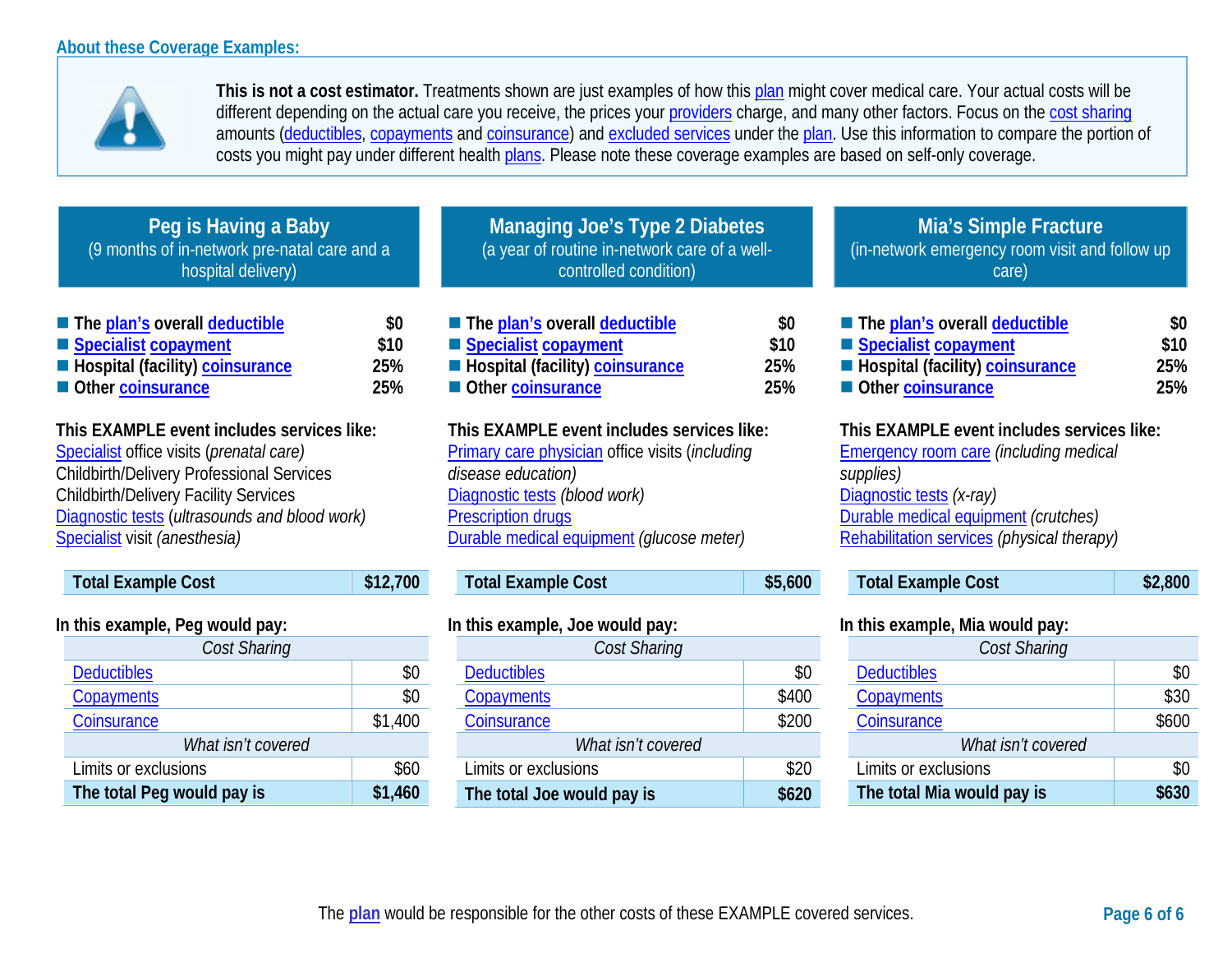## About these Coverage Examples:

**This is not a cost estimator.** Treatments shown are just examples of how this plan might cover medical care. Your actual costs will be different depending on the actual care you receive, the prices your providers charge, and many other factors. Focus on the cost sharing amounts (deductibles, copayments and coinsurance) and excluded services under the plan. Use this information to compare the portion of costs you might pay under different health plans. Please note these coverage examples are based on self-only coverage.

### Peg is Having a Baby
(9 months of in-network pre-natal care and a hospital delivery)

- **The plan's overall deductible** **$0**
- **Specialist copayment** **$10**
- **Hospital (facility) coinsurance** **25%**
- **Other coinsurance** **25%**

**This EXAMPLE event includes services like:**
Specialist office visits (*prenatal care)*
Childbirth/Delivery Professional Services
Childbirth/Delivery Facility Services
Diagnostic tests (*ultrasounds and blood work)*
Specialist visit *(anesthesia)*

| **Total Example Cost** | **$12,700** |
|---|---|

**In this example, Peg would pay:**

| *Cost Sharing* | |
|---|---|
| Deductibles | $0 |
| Copayments | $0 |
| Coinsurance | $1,400 |
| *What isn't covered* | |
| Limits or exclusions | $60 |
| **The total Peg would pay is** | **$1,460** |

### Managing Joe's Type 2 Diabetes
(a year of routine in-network care of a well-controlled condition)

- **The plan's overall deductible** **$0**
- **Specialist copayment** **$10**
- **Hospital (facility) coinsurance** **25%**
- **Other coinsurance** **25%**

**This EXAMPLE event includes services like:**
Primary care physician office visits (*including disease education)*
Diagnostic tests *(blood work)*
Prescription drugs
Durable medical equipment *(glucose meter)*

| **Total Example Cost** | **$5,600** |
|---|---|

**In this example, Joe would pay:**

| *Cost Sharing* | |
|---|---|
| Deductibles | $0 |
| Copayments | $400 |
| Coinsurance | $200 |
| *What isn't covered* | |
| Limits or exclusions | $20 |
| **The total Joe would pay is** | **$620** |

### Mia's Simple Fracture
(in-network emergency room visit and follow up care)

- **The plan's overall deductible** **$0**
- **Specialist copayment** **$10**
- **Hospital (facility) coinsurance** **25%**
- **Other coinsurance** **25%**

**This EXAMPLE event includes services like:**
Emergency room care *(including medical supplies)*
Diagnostic tests *(x-ray)*
Durable medical equipment *(crutches)*
Rehabilitation services *(physical therapy)*

| **Total Example Cost** | **$2,800** |
|---|---|

**In this example, Mia would pay:**

| *Cost Sharing* | |
|---|---|
| Deductibles | $0 |
| Copayments | $30 |
| Coinsurance | $600 |
| *What isn't covered* | |
| Limits or exclusions | $0 |
| **The total Mia would pay is** | **$630** |

The plan would be responsible for the other costs of these EXAMPLE covered services.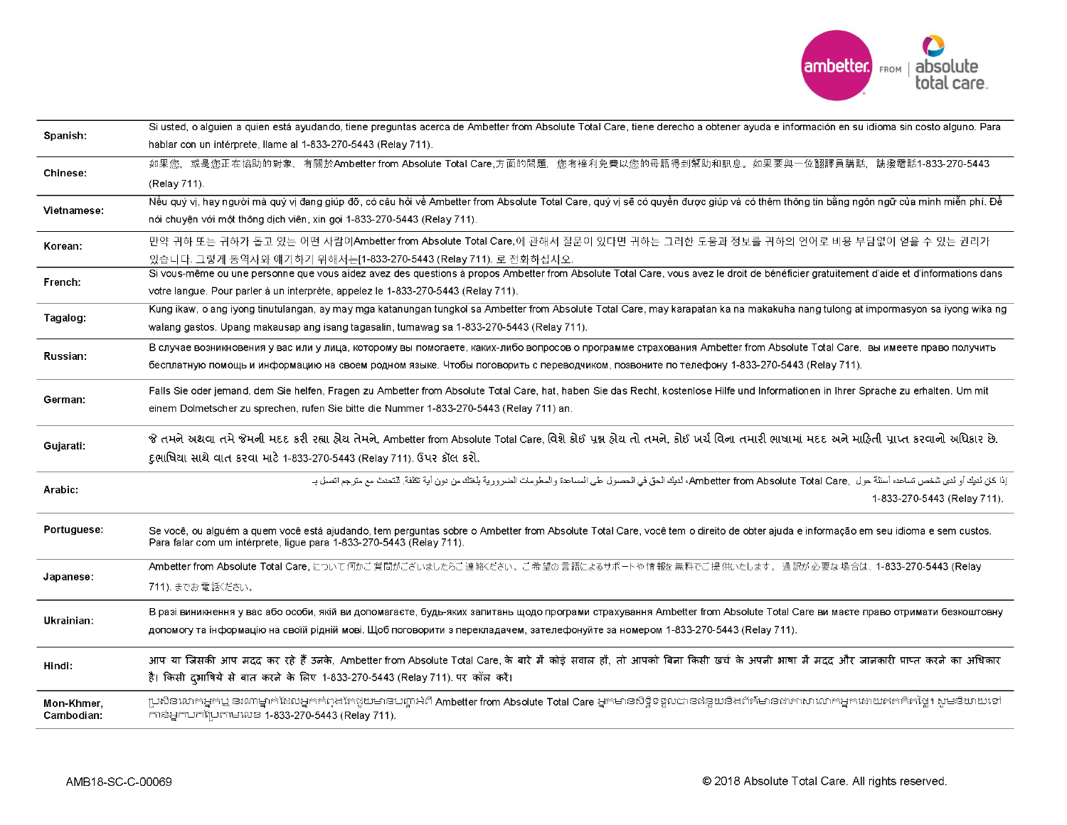| | |
|---|---|
| **Spanish:** | Si usted, o alguien a quien está ayudando, tiene preguntas acerca de Ambetter from Absolute Total Care, tiene derecho a obtener ayuda e información en su idioma sin costo alguno. Para hablar con un intérprete, llame al 1-833-270-5443 (Relay 711). |
| **Chinese:** | 如果您，或是您正在協助的對象，有關於Ambetter from Absolute Total Care,方面的問題，您有權利免費以您的母語得到幫助和訊息。如果要與一位翻譯員講話，請撥電話1-833-270-5443 (Relay 711). |
| **Vietnamese:** | Nếu quý vị, hay người mà quý vị đang giúp đỡ, có câu hỏi về Ambetter from Absolute Total Care, quý vị sẽ có quyền được giúp và có thêm thông tin bằng ngôn ngữ của mình miễn phí. Để nói chuyện với một thông dịch viên, xin gọi 1-833-270-5443 (Relay 711). |
| **Korean:** | 만약 귀하 또는 귀하가 돕고 있는 어떤 사람이Ambetter from Absolute Total Care,에 관해서 질문이 있다면 귀하는 그러한 도움과 정보를 귀하의 언어로 비용 부담없이 얻을 수 있는 권리가 있습니다. 그렇게 통역사와 얘기하기 위해서는[1-833-270-5443 (Relay 711). 로 전화하십시오. |
| **French:** | Si vous-même ou une personne que vous aidez avez des questions à propos Ambetter from Absolute Total Care, vous avez le droit de bénéficier gratuitement d'aide et d'informations dans votre langue. Pour parler à un interprète, appelez le 1-833-270-5443 (Relay 711). |
| **Tagalog:** | Kung ikaw, o ang iyong tinutulangan, ay may mga katanungan tungkol sa Ambetter from Absolute Total Care, may karapatan ka na makakuha nang tulong at impormasyon sa iyong wika ng walang gastos. Upang makausap ang isang tagasalin, tumawag sa 1-833-270-5443 (Relay 711). |
| **Russian:** | В случае возникновения у вас или у лица, которому вы помогаете, каких-либо вопросов о программе страхования Ambetter from Absolute Total Care, вы имеете право получить бесплатную помощь и информацию на своем родном языке. Чтобы поговорить с переводчиком, позвоните по телефону 1-833-270-5443 (Relay 711). |
| **German:** | Falls Sie oder jemand, dem Sie helfen, Fragen zu Ambetter from Absolute Total Care, hat, haben Sie das Recht, kostenlose Hilfe und Informationen in Ihrer Sprache zu erhalten. Um mit einem Dolmetscher zu sprechen, rufen Sie bitte die Nummer 1-833-270-5443 (Relay 711) an. |
| **Gujarati:** | જે તમને અથવા તમે જેમની મદદ કરી રહ્યા હોય તેમને, Ambetter from Absolute Total Care, વિશે કોઈ પ્રશ્ન હોય તો તમને, કોઈ ખર્ચ વિના તમારી ભાષામાં મદદ અને માહિતી પ્રાપ્ત કરવાનો અધિકાર છે. દુભાષિયા સાથે વાત કરવા માટે 1-833-270-5443 (Relay 711). ઉપર કૉલ કરો. |
| **Arabic:** | إذا كان لديك أو لدى شخص تساعده أسئلة حول Ambetter from Absolute Total Care، لديك الحق في الحصول على المساعدة والمعلومات الضرورية بلغتك من دون اية تكلفة. للتحدث مع مترجم اتصل بـ 1-833-270-5443 (Relay 711). |
| **Portuguese:** | Se você, ou alguém a quem você está ajudando, tem perguntas sobre o Ambetter from Absolute Total Care, você tem o direito de obter ajuda e informação em seu idioma e sem custos. Para falar com um intérprete, ligue para 1-833-270-5443 (Relay 711). |
| **Japanese:** | Ambetter from Absolute Total Care, について何かご質問がございましたらご連絡ください。ご希望の言語によるサポートや情報を無料でご提供いたします。通訳が必要な場合は、1-833-270-5443 (Relay 711). までお電話ください。 |
| **Ukrainian:** | В разі виникнення у вас або особи, якій ви допомагаєте, будь-яких запитань щодо програми страхування Ambetter from Absolute Total Care ви маєте право отримати безкоштовну допомогу та інформацію на своїй рідній мові. Щоб поговорити з перекладачем, зателефонуйте за номером 1-833-270-5443 (Relay 711). |
| **Hindi:** | आप या जिसकी आप मदद कर रहे हैं उनके, Ambetter from Absolute Total Care, के बारे में कोई सवाल हों, तो आपको बिना किसी ख़र्च के अपनी भाषा में मदद और जानकारी प्राप्त करने का अधिकार है। किसी दुभाषिये से बात करने के लिए 1-833-270-5443 (Relay 711). पर कॉल करें। |
| **Mon-Khmer, Cambodian:** | ប្រសិនបើលោកអ្នក ឬនរណាម្នាក់ដែលអ្នកកំពុងតែជួយមានបញ្ហាអំពី Ambetter from Absolute Total Care អ្នកមានសិទ្ធិទទួលបានជំនួយនិងព័ត៌មានជាភាសាលោកអ្នកដោយឥតគិតថ្លៃ។ សូមនិយាយទៅកាន់អ្នកបកប្រែតាមលេខ 1-833-270-5443 (Relay 711). |

AMB18-SC-C-00069

© 2018 Absolute Total Care. All rights reserved.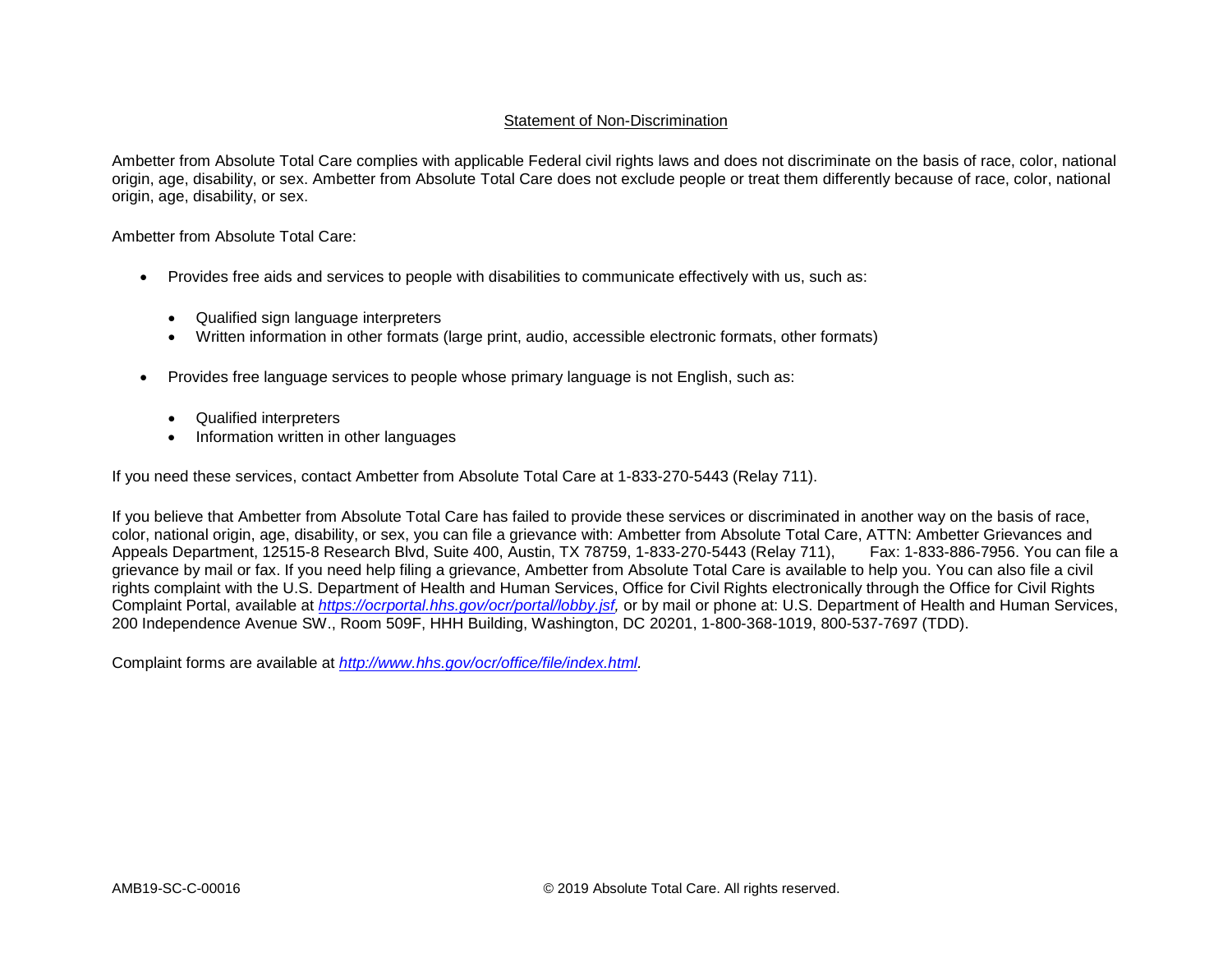## Statement of Non-Discrimination

Ambetter from Absolute Total Care complies with applicable Federal civil rights laws and does not discriminate on the basis of race, color, national origin, age, disability, or sex. Ambetter from Absolute Total Care does not exclude people or treat them differently because of race, color, national origin, age, disability, or sex.

Ambetter from Absolute Total Care:

- Provides free aids and services to people with disabilities to communicate effectively with us, such as:
  - Qualified sign language interpreters
  - Written information in other formats (large print, audio, accessible electronic formats, other formats)
- Provides free language services to people whose primary language is not English, such as:
  - Qualified interpreters
  - Information written in other languages

If you need these services, contact Ambetter from Absolute Total Care at 1-833-270-5443 (Relay 711).

If you believe that Ambetter from Absolute Total Care has failed to provide these services or discriminated in another way on the basis of race, color, national origin, age, disability, or sex, you can file a grievance with: Ambetter from Absolute Total Care, ATTN: Ambetter Grievances and Appeals Department, 12515-8 Research Blvd, Suite 400, Austin, TX 78759, 1-833-270-5443 (Relay 711), Fax: 1-833-886-7956. You can file a grievance by mail or fax. If you need help filing a grievance, Ambetter from Absolute Total Care is available to help you. You can also file a civil rights complaint with the U.S. Department of Health and Human Services, Office for Civil Rights electronically through the Office for Civil Rights Complaint Portal, available at *https://ocrportal.hhs.gov/ocr/portal/lobby.jsf,* or by mail or phone at: U.S. Department of Health and Human Services, 200 Independence Avenue SW., Room 509F, HHH Building, Washington, DC 20201, 1-800-368-1019, 800-537-7697 (TDD).

Complaint forms are available at *http://www.hhs.gov/ocr/office/file/index.html*.

AMB19-SC-C-00016 © 2019 Absolute Total Care. All rights reserved.